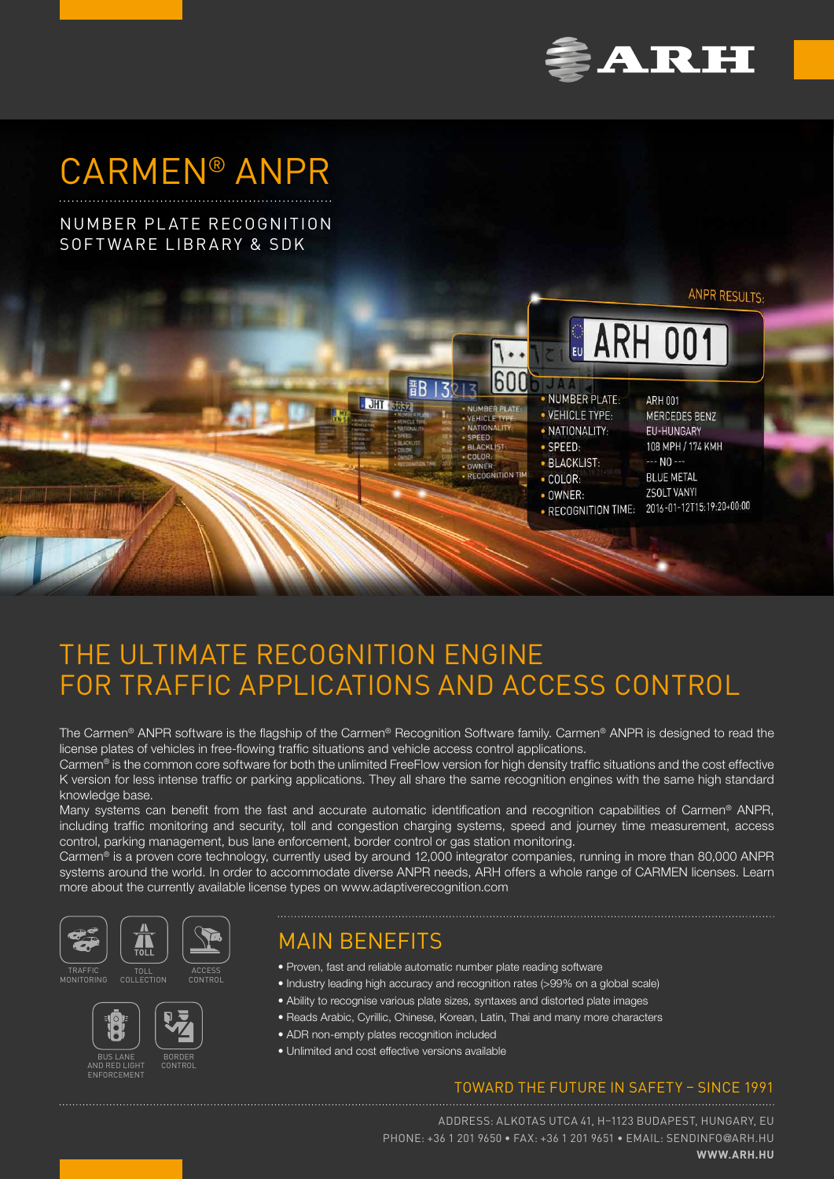# CARMEN® ANPR

NUMBER PLATE RECOGNITION
SOFTWARE LIBRARY & SDK

ANPR RESULTS:

- NUMBER PLATE: ARH 001
- VEHICLE TYPE: MERCEDES BENZ
- NATIONALITY: EU-HUNGARY
- SPEED: 108 MPH / 174 KMH
- BLACKLIST: --- NO ---
- COLOR: BLUE METAL
- OWNER: ZSOLT VANYI
- RECOGNITION TIME: 2016-01-12T15:19:20+00:00

## THE ULTIMATE RECOGNITION ENGINE FOR TRAFFIC APPLICATIONS AND ACCESS CONTROL

The Carmen® ANPR software is the flagship of the Carmen® Recognition Software family. Carmen® ANPR is designed to read the license plates of vehicles in free-flowing traffic situations and vehicle access control applications.
Carmen® is the common core software for both the unlimited FreeFlow version for high density traffic situations and the cost effective K version for less intense traffic or parking applications. They all share the same recognition engines with the same high standard knowledge base.
Many systems can benefit from the fast and accurate automatic identification and recognition capabilities of Carmen® ANPR, including traffic monitoring and security, toll and congestion charging systems, speed and journey time measurement, access control, parking management, bus lane enforcement, border control or gas station monitoring.
Carmen® is a proven core technology, currently used by around 12,000 integrator companies, running in more than 80,000 ANPR systems around the world. In order to accommodate diverse ANPR needs, ARH offers a whole range of CARMEN licenses. Learn more about the currently available license types on www.adaptiverecognition.com

TRAFFIC MONITORING • TOLL COLLECTION • ACCESS CONTROL • BUS LANE AND RED LIGHT ENFORCEMENT • BORDER CONTROL

## MAIN BENEFITS

- Proven, fast and reliable automatic number plate reading software
- Industry leading high accuracy and recognition rates (>99% on a global scale)
- Ability to recognise various plate sizes, syntaxes and distorted plate images
- Reads Arabic, Cyrillic, Chinese, Korean, Latin, Thai and many more characters
- ADR non-empty plates recognition included
- Unlimited and cost effective versions available

TOWARD THE FUTURE IN SAFETY – SINCE 1991

ADDRESS: ALKOTAS UTCA 41, H–1123 BUDAPEST, HUNGARY, EU
PHONE: +36 1 201 9650 • FAX: +36 1 201 9651 • EMAIL: SENDINFO@ARH.HU
**WWW.ARH.HU**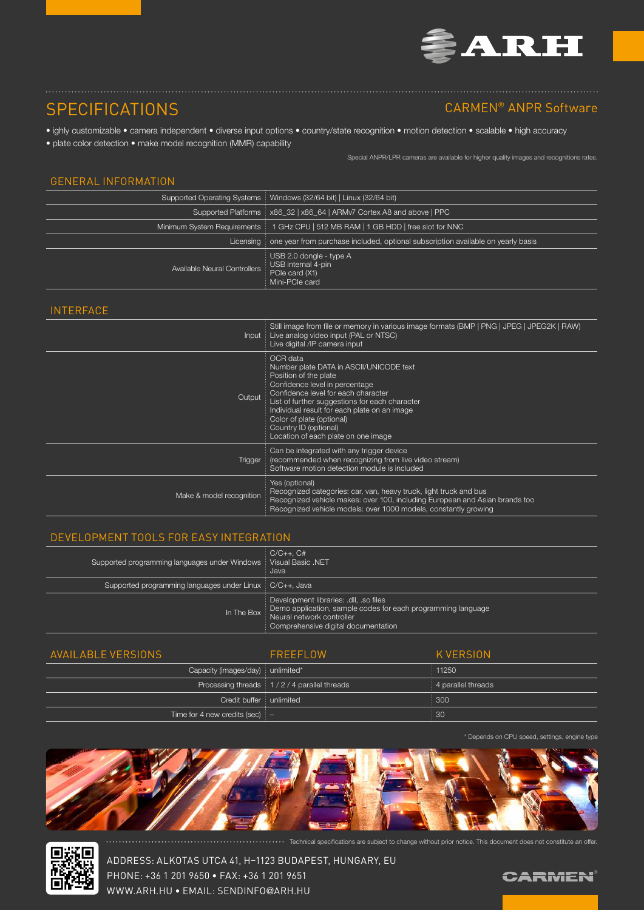# SPECIFICATIONS

## CARMEN® ANPR Software

• ighly customizable • camera independent • diverse input options • country/state recognition • motion detection • scalable • high accuracy
• plate color detection • make model recognition (MMR) capability

Special ANPR/LPR cameras are available for higher quality images and recognitions rates.

## GENERAL INFORMATION

| | |
|---|---|
| Supported Operating Systems | Windows (32/64 bit) \| Linux (32/64 bit) |
| Supported Platforms | x86_32 \| x86_64 \| ARMv7 Cortex A8 and above \| PPC |
| Minimum System Requirements | 1 GHz CPU \| 512 MB RAM \| 1 GB HDD \| free slot for NNC |
| Licensing | one year from purchase included, optional subscription available on yearly basis |
| Available Neural Controllers | USB 2.0 dongle - type A<br>USB internal 4-pin<br>PCIe card (X1)<br>Mini-PCIe card |

## INTERFACE

| | |
|---|---|
| Input | Still image from file or memory in various image formats (BMP \| PNG \| JPEG \| JPEG2K \| RAW)<br>Live analog video input (PAL or NTSC)<br>Live digital /IP camera input |
| Output | OCR data<br>Number plate DATA in ASCII/UNICODE text<br>Position of the plate<br>Confidence level in percentage<br>Confidence level for each character<br>List of further suggestions for each character<br>Individual result for each plate on an image<br>Color of plate (optional)<br>Country ID (optional)<br>Location of each plate on one image |
| Trigger | Can be integrated with any trigger device<br>(recommended when recognizing from live video stream)<br>Software motion detection module is included |
| Make & model recognition | Yes (optional)<br>Recognized categories: car, van, heavy truck, light truck and bus<br>Recognized vehicle makes: over 100, including European and Asian brands too<br>Recognized vehicle models: over 1000 models, constantly growing |

## DEVELOPMENT TOOLS FOR EASY INTEGRATION

| | |
|---|---|
| Supported programming languages under Windows | C/C++, C#<br>Visual Basic .NET<br>Java |
| Supported programming languages under Linux | C/C++, Java |
| In The Box | Development libraries: .dll, .so files<br>Demo application, sample codes for each programming language<br>Neural network controller<br>Comprehensive digital documentation |

## AVAILABLE VERSIONS

| | FREEFLOW | K VERSION |
|---|---|---|
| Capacity (images/day) | unlimited* | 11250 |
| Processing threads | 1 / 2 / 4 parallel threads | 4 parallel threads |
| Credit buffer | unlimited | 300 |
| Time for 4 new credits (sec) | – | 30 |

\* Depends on CPU speed, settings, engine type

Technical specifications are subject to change without prior notice. This document does not constitute an offer.

ADDRESS: ALKOTAS UTCA 41, H-1123 BUDAPEST, HUNGARY, EU
PHONE: +36 1 201 9650 • FAX: +36 1 201 9651
WWW.ARH.HU • EMAIL: SENDINFO@ARH.HU